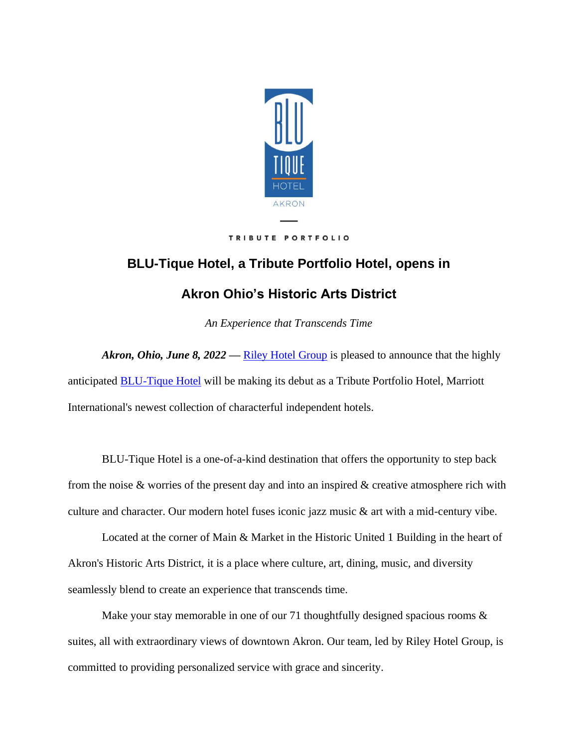BLU TIQUE HOTEL AKRON

TRIBUTE PORTFOLIO

# BLU-Tique Hotel, a Tribute Portfolio Hotel, opens in Akron Ohio's Historic Arts District

*An Experience that Transcends Time*

***Akron, Ohio, June 8, 2022*** — Riley Hotel Group is pleased to announce that the highly anticipated BLU-Tique Hotel will be making its debut as a Tribute Portfolio Hotel, Marriott International's newest collection of characterful independent hotels.

BLU-Tique Hotel is a one-of-a-kind destination that offers the opportunity to step back from the noise & worries of the present day and into an inspired & creative atmosphere rich with culture and character. Our modern hotel fuses iconic jazz music & art with a mid-century vibe.

Located at the corner of Main & Market in the Historic United 1 Building in the heart of Akron's Historic Arts District, it is a place where culture, art, dining, music, and diversity seamlessly blend to create an experience that transcends time.

Make your stay memorable in one of our 71 thoughtfully designed spacious rooms & suites, all with extraordinary views of downtown Akron. Our team, led by Riley Hotel Group, is committed to providing personalized service with grace and sincerity.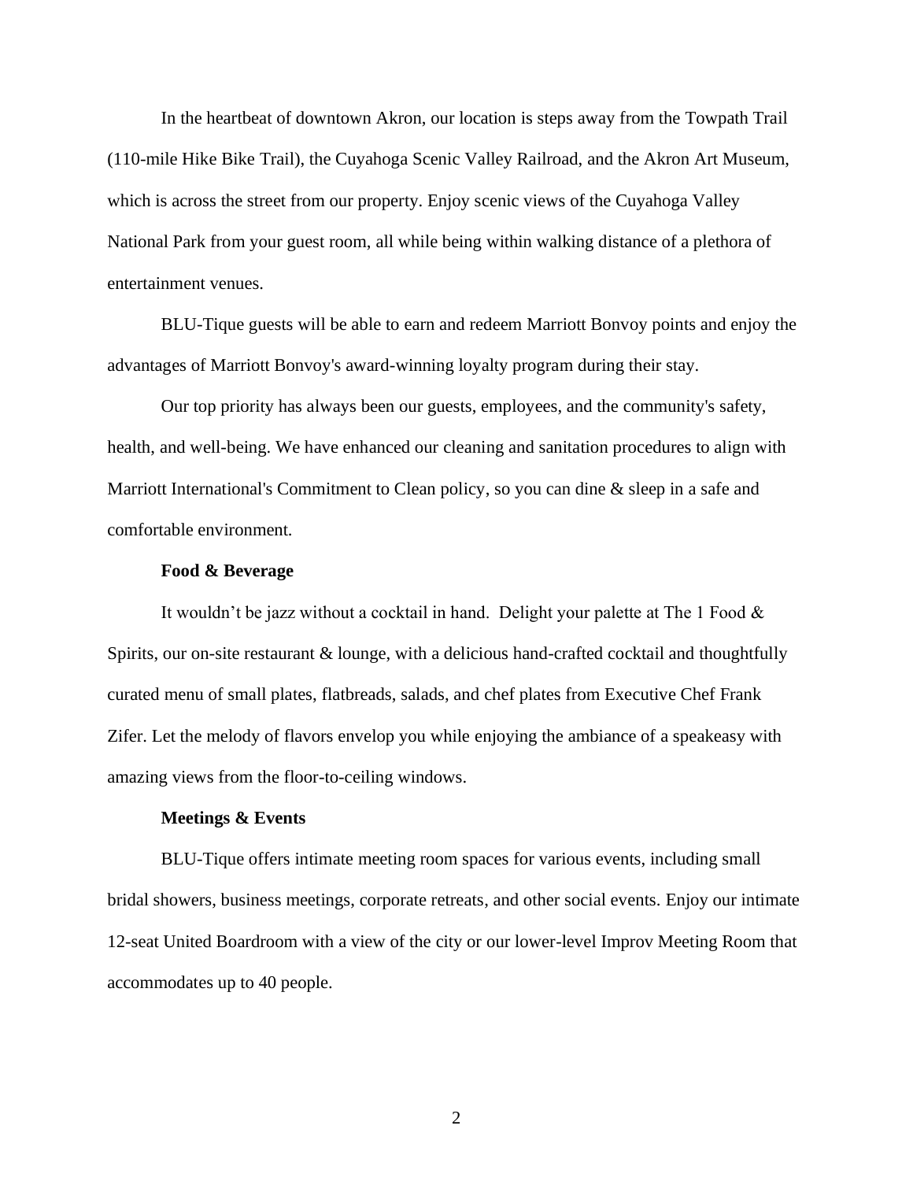In the heartbeat of downtown Akron, our location is steps away from the Towpath Trail (110-mile Hike Bike Trail), the Cuyahoga Scenic Valley Railroad, and the Akron Art Museum, which is across the street from our property. Enjoy scenic views of the Cuyahoga Valley National Park from your guest room, all while being within walking distance of a plethora of entertainment venues.

BLU-Tique guests will be able to earn and redeem Marriott Bonvoy points and enjoy the advantages of Marriott Bonvoy's award-winning loyalty program during their stay.

Our top priority has always been our guests, employees, and the community's safety, health, and well-being. We have enhanced our cleaning and sanitation procedures to align with Marriott International's Commitment to Clean policy, so you can dine & sleep in a safe and comfortable environment.

**Food & Beverage**

It wouldn't be jazz without a cocktail in hand. Delight your palette at The 1 Food & Spirits, our on-site restaurant & lounge, with a delicious hand-crafted cocktail and thoughtfully curated menu of small plates, flatbreads, salads, and chef plates from Executive Chef Frank Zifer. Let the melody of flavors envelop you while enjoying the ambiance of a speakeasy with amazing views from the floor-to-ceiling windows.

**Meetings & Events**

BLU-Tique offers intimate meeting room spaces for various events, including small bridal showers, business meetings, corporate retreats, and other social events. Enjoy our intimate 12-seat United Boardroom with a view of the city or our lower-level Improv Meeting Room that accommodates up to 40 people.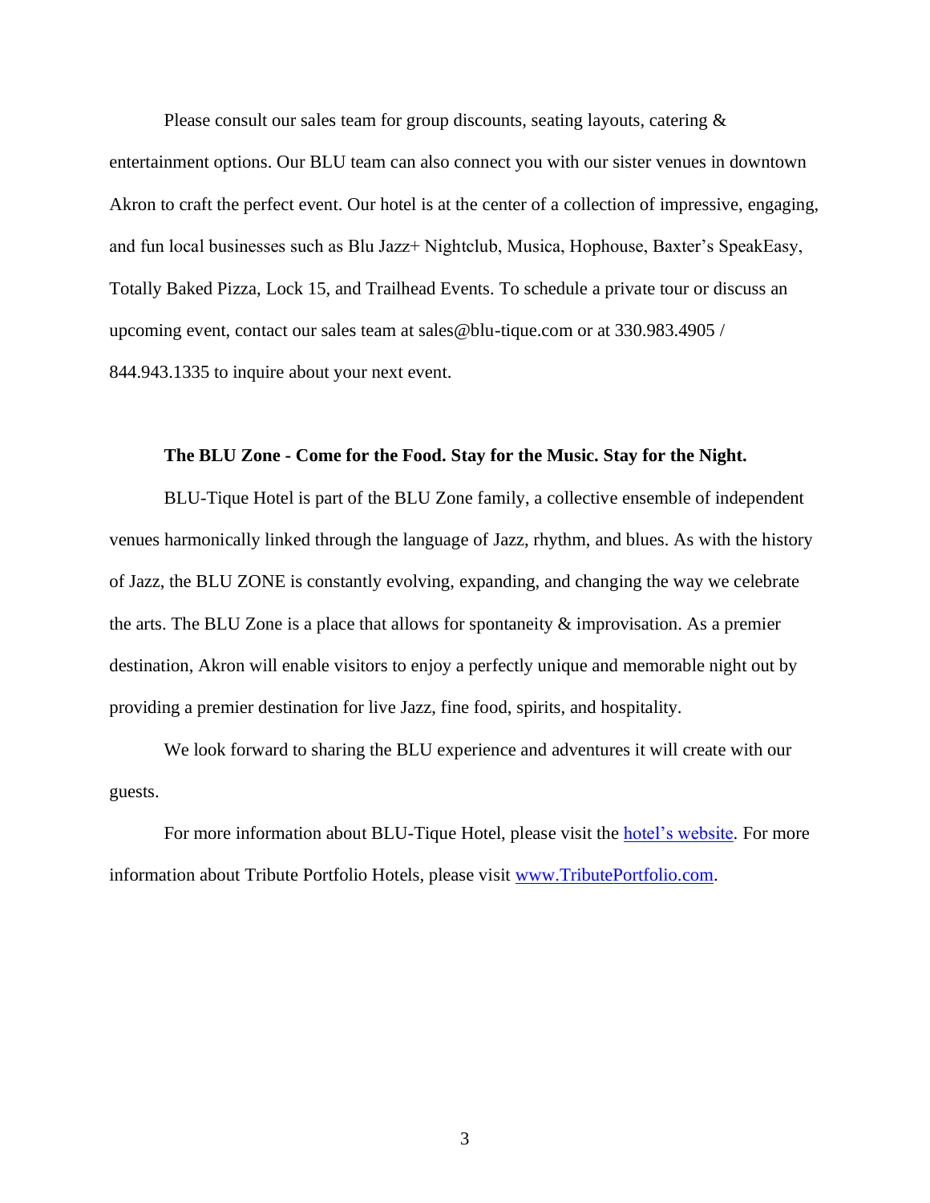Please consult our sales team for group discounts, seating layouts, catering & entertainment options. Our BLU team can also connect you with our sister venues in downtown Akron to craft the perfect event. Our hotel is at the center of a collection of impressive, engaging, and fun local businesses such as Blu Jazz+ Nightclub, Musica, Hophouse, Baxter's SpeakEasy, Totally Baked Pizza, Lock 15, and Trailhead Events. To schedule a private tour or discuss an upcoming event, contact our sales team at sales@blu-tique.com or at 330.983.4905 / 844.943.1335 to inquire about your next event.

**The BLU Zone - Come for the Food. Stay for the Music. Stay for the Night.**

BLU-Tique Hotel is part of the BLU Zone family, a collective ensemble of independent venues harmonically linked through the language of Jazz, rhythm, and blues. As with the history of Jazz, the BLU ZONE is constantly evolving, expanding, and changing the way we celebrate the arts. The BLU Zone is a place that allows for spontaneity & improvisation. As a premier destination, Akron will enable visitors to enjoy a perfectly unique and memorable night out by providing a premier destination for live Jazz, fine food, spirits, and hospitality.

We look forward to sharing the BLU experience and adventures it will create with our guests.

For more information about BLU-Tique Hotel, please visit the hotel's website. For more information about Tribute Portfolio Hotels, please visit www.TributePortfolio.com.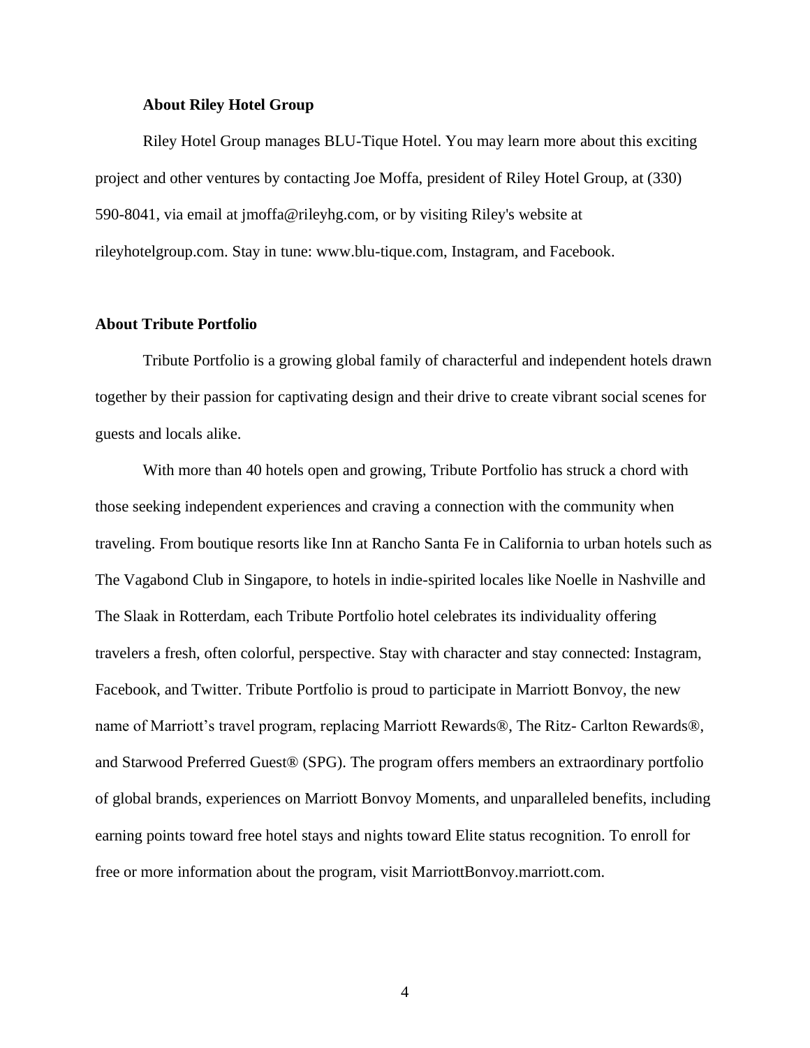**About Riley Hotel Group**

Riley Hotel Group manages BLU-Tique Hotel. You may learn more about this exciting project and other ventures by contacting Joe Moffa, president of Riley Hotel Group, at (330) 590-8041, via email at jmoffa@rileyhg.com, or by visiting Riley's website at rileyhotelgroup.com. Stay in tune: www.blu-tique.com, Instagram, and Facebook.

**About Tribute Portfolio**

Tribute Portfolio is a growing global family of characterful and independent hotels drawn together by their passion for captivating design and their drive to create vibrant social scenes for guests and locals alike.

With more than 40 hotels open and growing, Tribute Portfolio has struck a chord with those seeking independent experiences and craving a connection with the community when traveling. From boutique resorts like Inn at Rancho Santa Fe in California to urban hotels such as The Vagabond Club in Singapore, to hotels in indie-spirited locales like Noelle in Nashville and The Slaak in Rotterdam, each Tribute Portfolio hotel celebrates its individuality offering travelers a fresh, often colorful, perspective. Stay with character and stay connected: Instagram, Facebook, and Twitter. Tribute Portfolio is proud to participate in Marriott Bonvoy, the new name of Marriott's travel program, replacing Marriott Rewards®, The Ritz- Carlton Rewards®, and Starwood Preferred Guest® (SPG). The program offers members an extraordinary portfolio of global brands, experiences on Marriott Bonvoy Moments, and unparalleled benefits, including earning points toward free hotel stays and nights toward Elite status recognition. To enroll for free or more information about the program, visit MarriottBonvoy.marriott.com.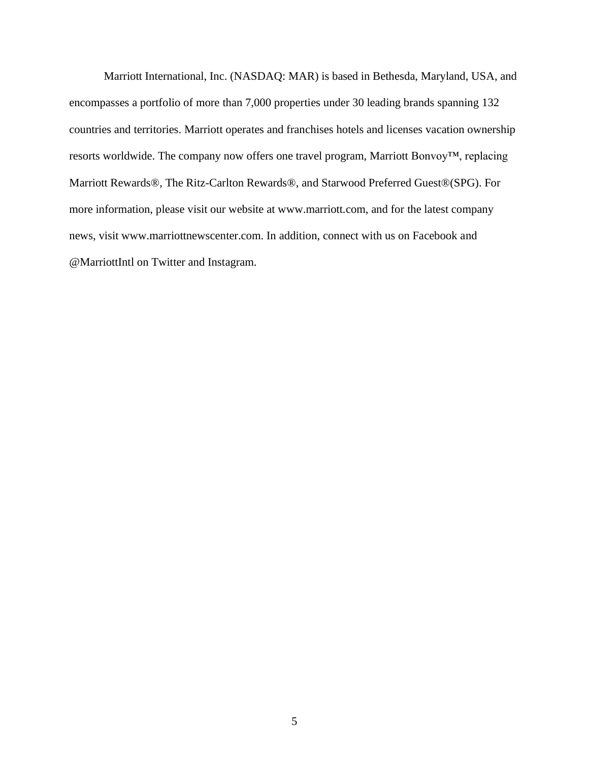Marriott International, Inc. (NASDAQ: MAR) is based in Bethesda, Maryland, USA, and encompasses a portfolio of more than 7,000 properties under 30 leading brands spanning 132 countries and territories. Marriott operates and franchises hotels and licenses vacation ownership resorts worldwide. The company now offers one travel program, Marriott Bonvoy™, replacing Marriott Rewards®, The Ritz-Carlton Rewards®, and Starwood Preferred Guest®(SPG). For more information, please visit our website at www.marriott.com, and for the latest company news, visit www.marriottnewscenter.com. In addition, connect with us on Facebook and @MarriottIntl on Twitter and Instagram.